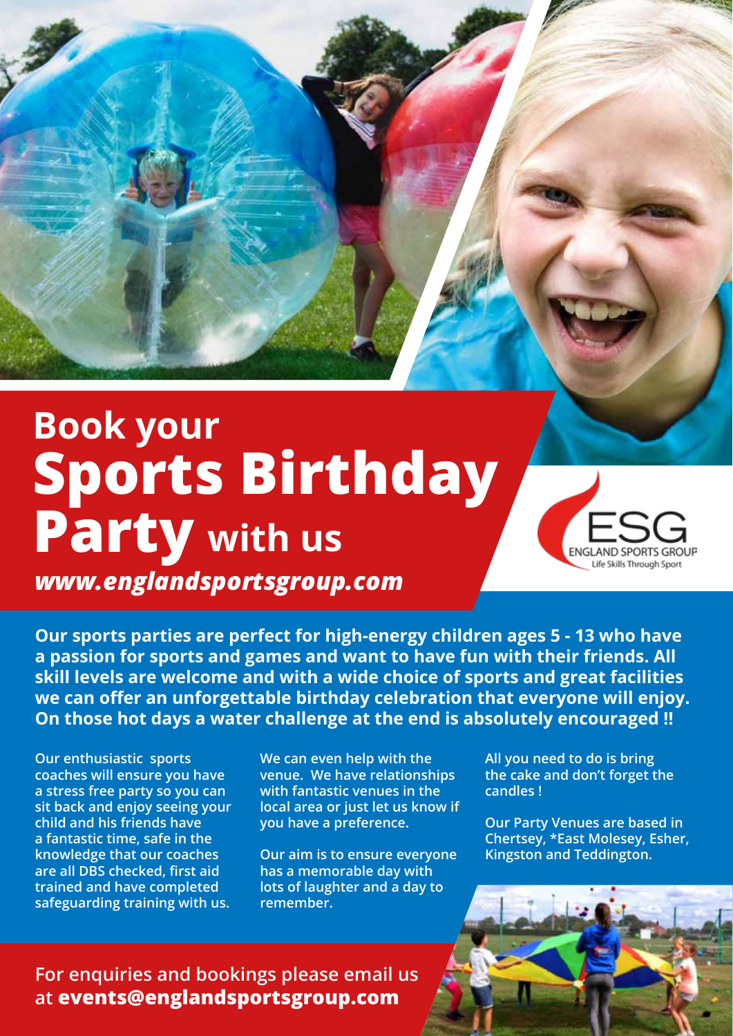# Book your **Sports Birthday Party** with us

***www.englandsportsgroup.com***

ESG
ENGLAND SPORTS GROUP
Life Skills Through Sport

**Our sports parties are perfect for high-energy children ages 5 - 13 who have a passion for sports and games and want to have fun with their friends. All skill levels are welcome and with a wide choice of sports and great facilities we can offer an unforgettable birthday celebration that everyone will enjoy. On those hot days a water challenge at the end is absolutely encouraged !!**

Our enthusiastic sports coaches will ensure you have a stress free party so you can sit back and enjoy seeing your child and his friends have a fantastic time, safe in the knowledge that our coaches are all DBS checked, first aid trained and have completed safeguarding training with us.

We can even help with the venue. We have relationships with fantastic venues in the local area or just let us know if you have a preference.

Our aim is to ensure everyone has a memorable day with lots of laughter and a day to remember.

All you need to do is bring the cake and don't forget the candles !

Our Party Venues are based in Chertsey, *East Molesey, Esher, Kingston and Teddington.

For enquiries and bookings please email us at **events@englandsportsgroup.com**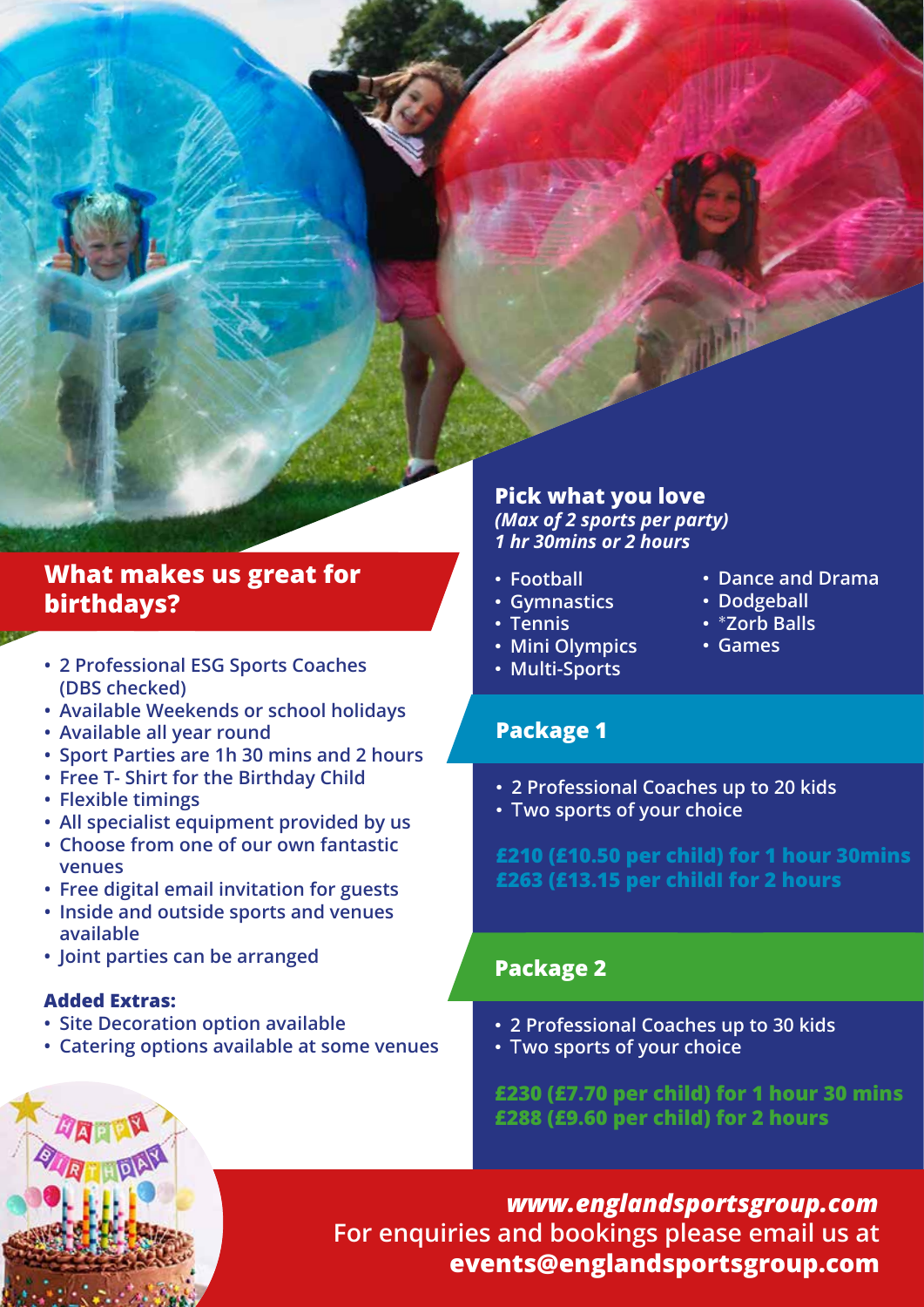## What makes us great for birthdays?

- 2 Professional ESG Sports Coaches (DBS checked)
- Available Weekends or school holidays
- Available all year round
- Sport Parties are 1h 30 mins and 2 hours
- Free T- Shirt for the Birthday Child
- Flexible timings
- All specialist equipment provided by us
- Choose from one of our own fantastic venues
- Free digital email invitation for guests
- Inside and outside sports and venues available
- Joint parties can be arranged

**Added Extras:**

- Site Decoration option available
- Catering options available at some venues

## Pick what you love

***(Max of 2 sports per party)***
***1 hr 30mins or 2 hours***

- Football
- Gymnastics
- Tennis
- Mini Olympics
- Multi-Sports
- Dance and Drama
- Dodgeball
- *Zorb Balls
- Games

## Package 1

- 2 Professional Coaches up to 20 kids
- Two sports of your choice

**£210 (£10.50 per child) for 1 hour 30mins**
**£263 (£13.15 per childl for 2 hours**

## Package 2

- 2 Professional Coaches up to 30 kids
- Two sports of your choice

**£230 (£7.70 per child) for 1 hour 30 mins**
**£288 (£9.60 per child) for 2 hours**

***www.englandsportsgroup.com***
For enquiries and bookings please email us at
**events@englandsportsgroup.com**